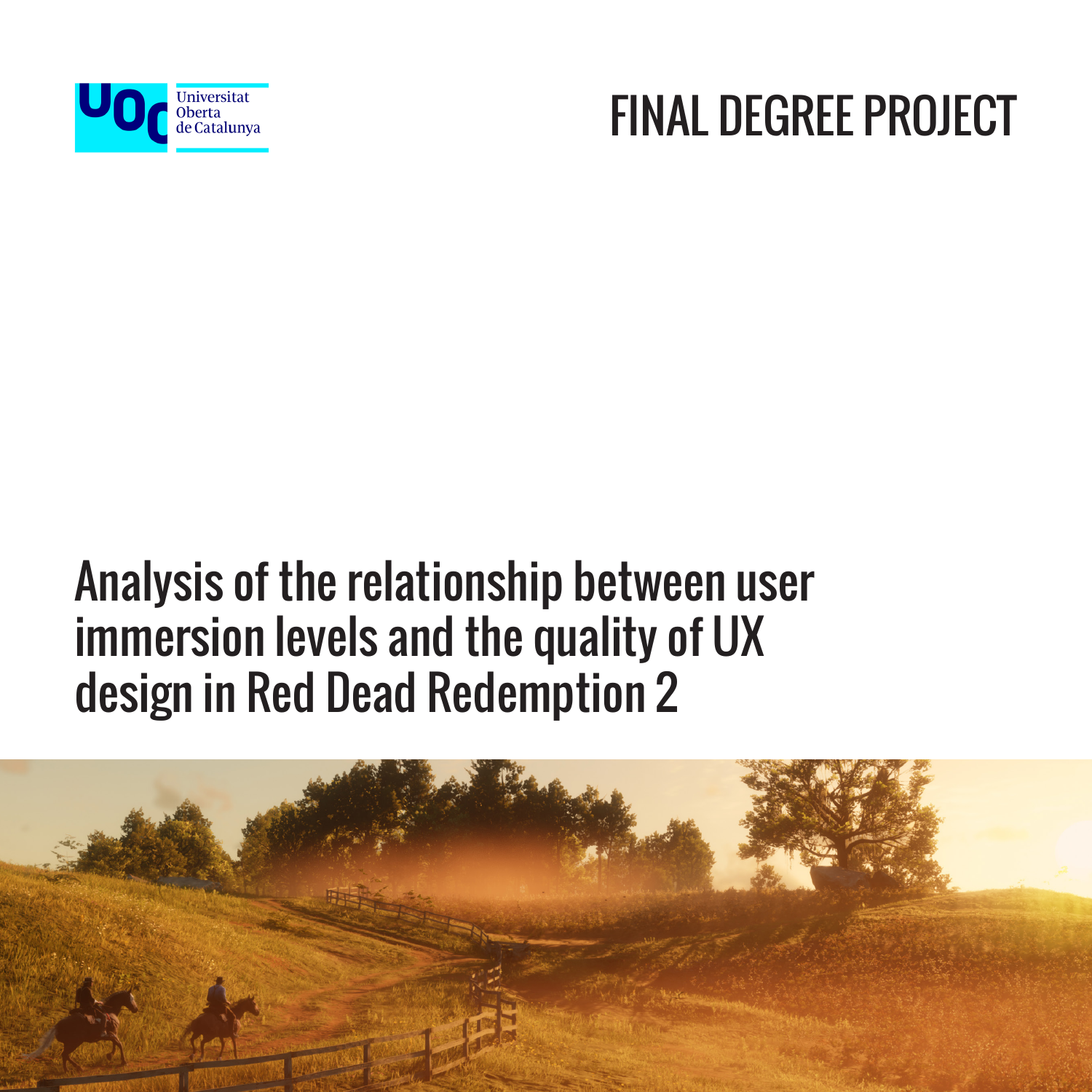Universitat Oberta de Catalunya

FINAL DEGREE PROJECT

# Analysis of the relationship between user immersion levels and the quality of UX design in Red Dead Redemption 2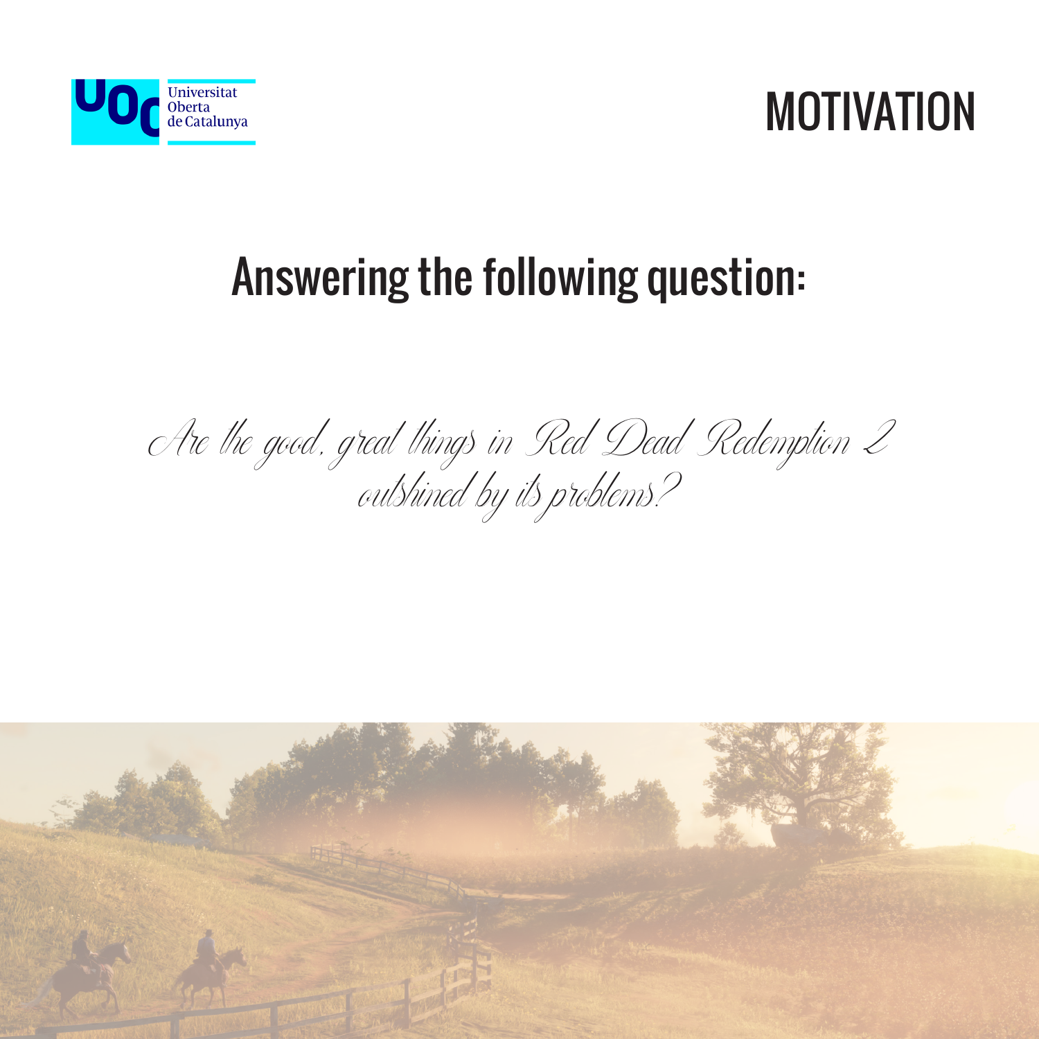# MOTIVATION

## Answering the following question:

*Are the good, great things in Red Dead Redemption 2 outshined by its problems?*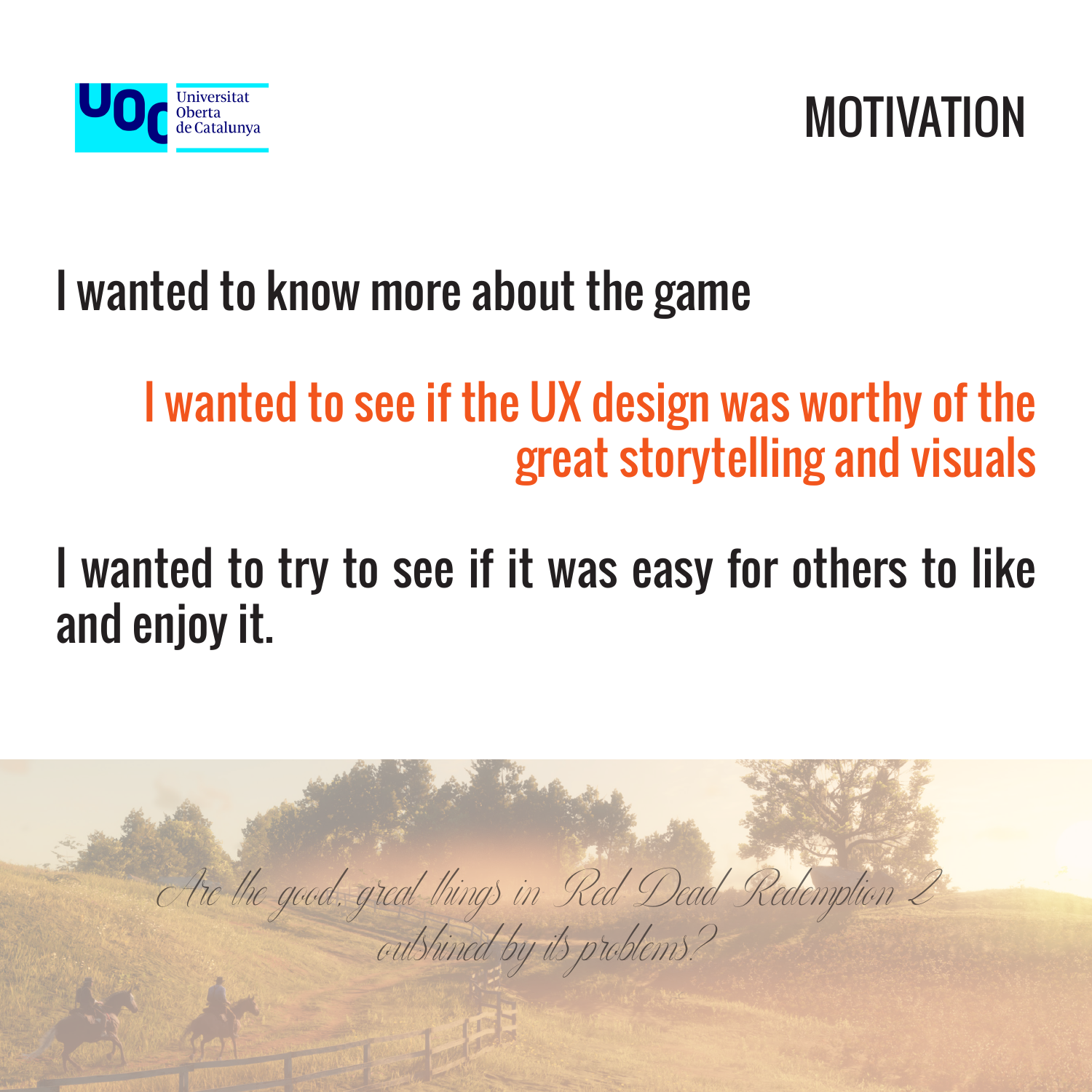# MOTIVATION

I wanted to know more about the game

I wanted to see if the UX design was worthy of the great storytelling and visuals

I wanted to try to see if it was easy for others to like and enjoy it.

*Are the good, great things in Red Dead Redemption 2 outshined by its problems?*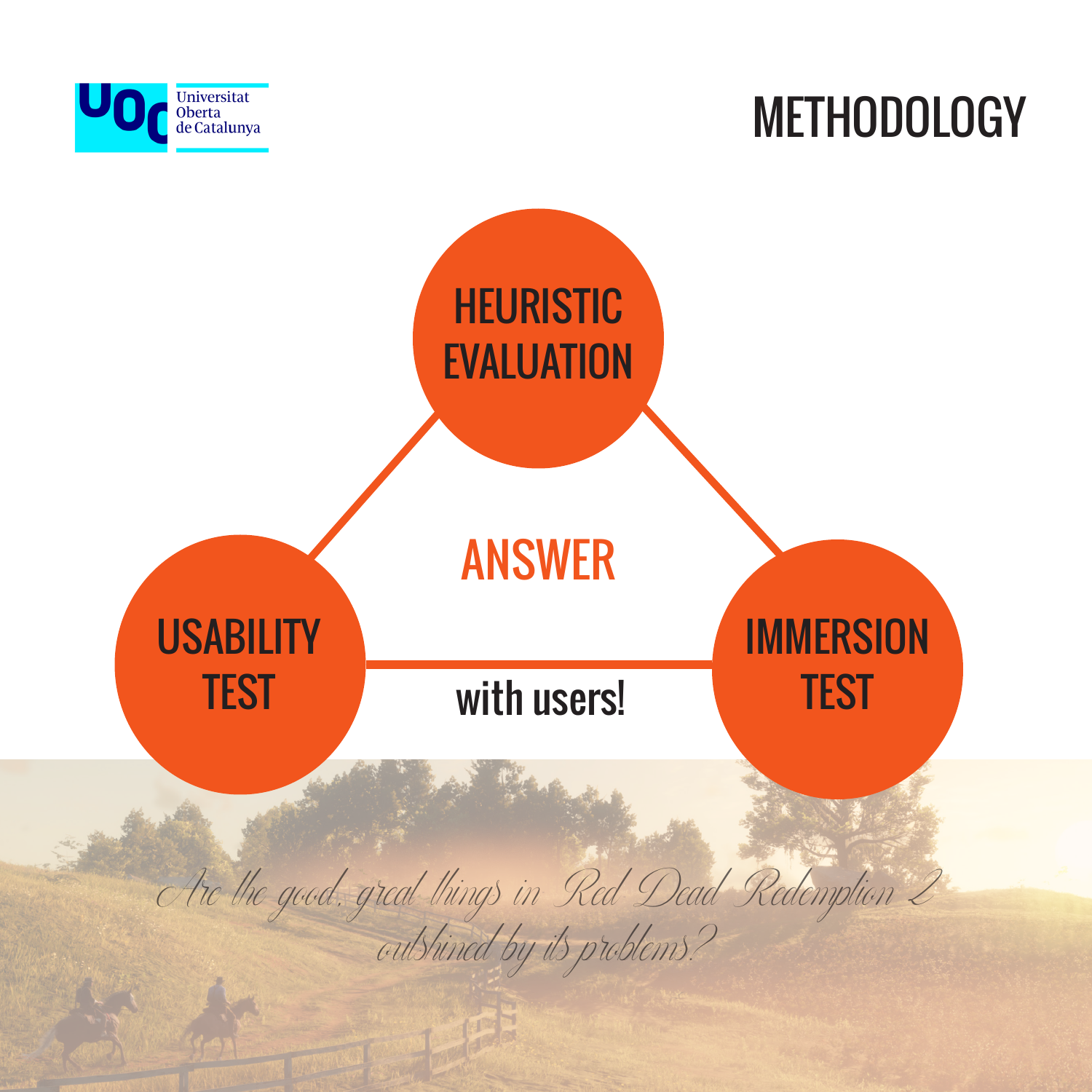# METHODOLOGY

HEURISTIC EVALUATION

USABILITY TEST

IMMERSION TEST

ANSWER

with users!

*Are the good, great things in Red Dead Redemption 2 outshined by its problems?*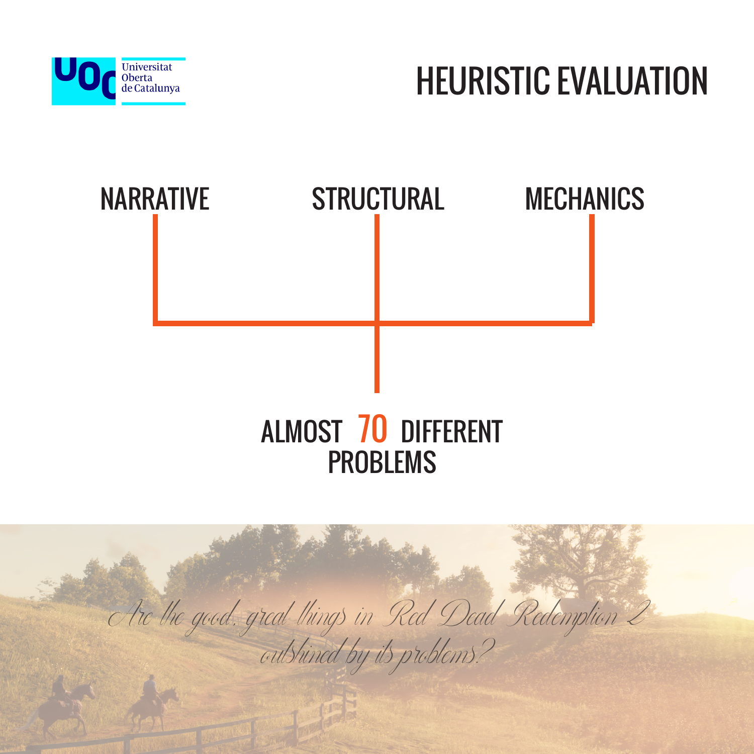# HEURISTIC EVALUATION

NARRATIVE

STRUCTURAL

MECHANICS

ALMOST 70 DIFFERENT PROBLEMS

*Are the good, great things in Red Dead Redemption 2 outshined by its problems?*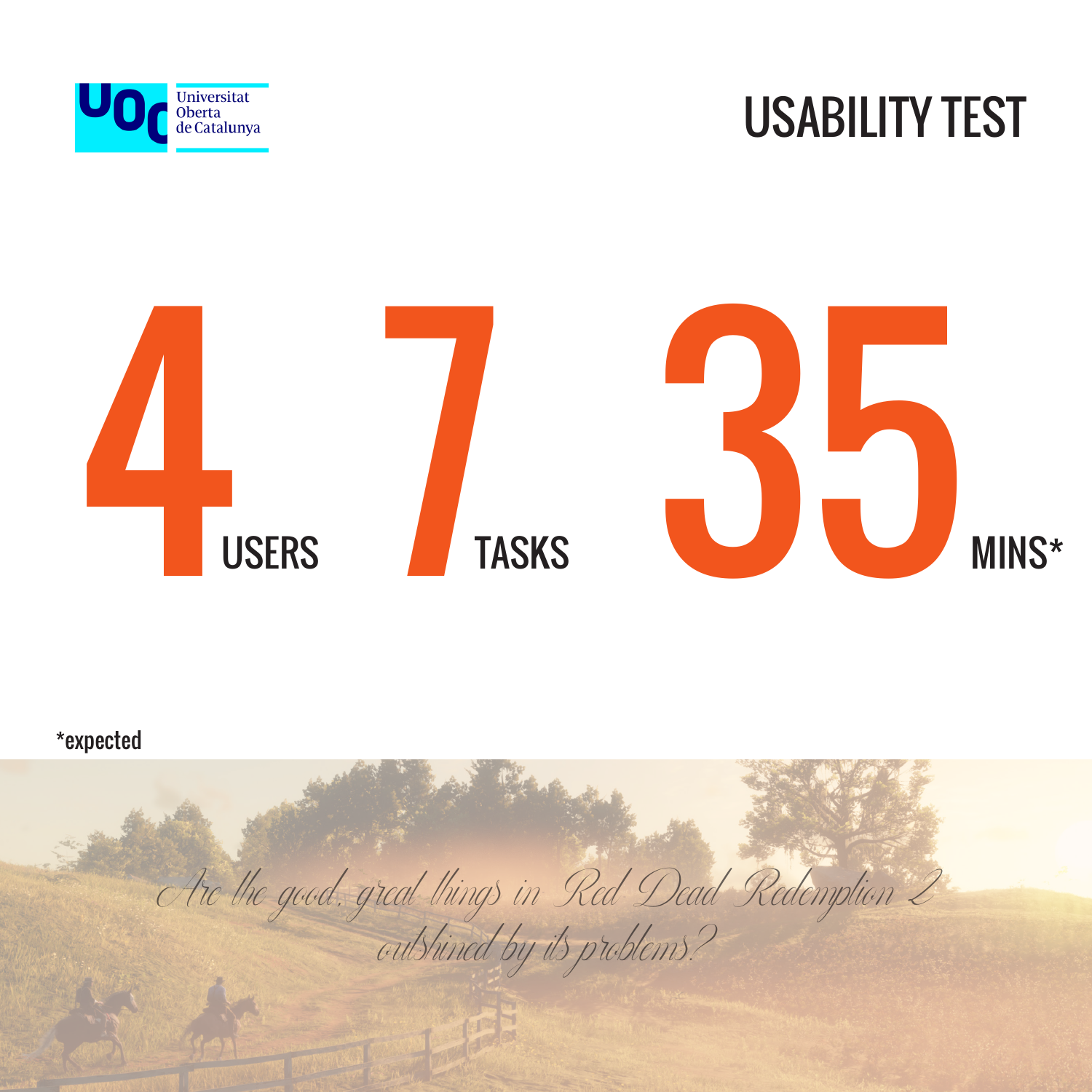Universitat Oberta de Catalunya

# USABILITY TEST

**4** USERS **7** TASKS **35** MINS*

*expected

*Are the good, great things in Red Dead Redemption 2 outshined by its problems?*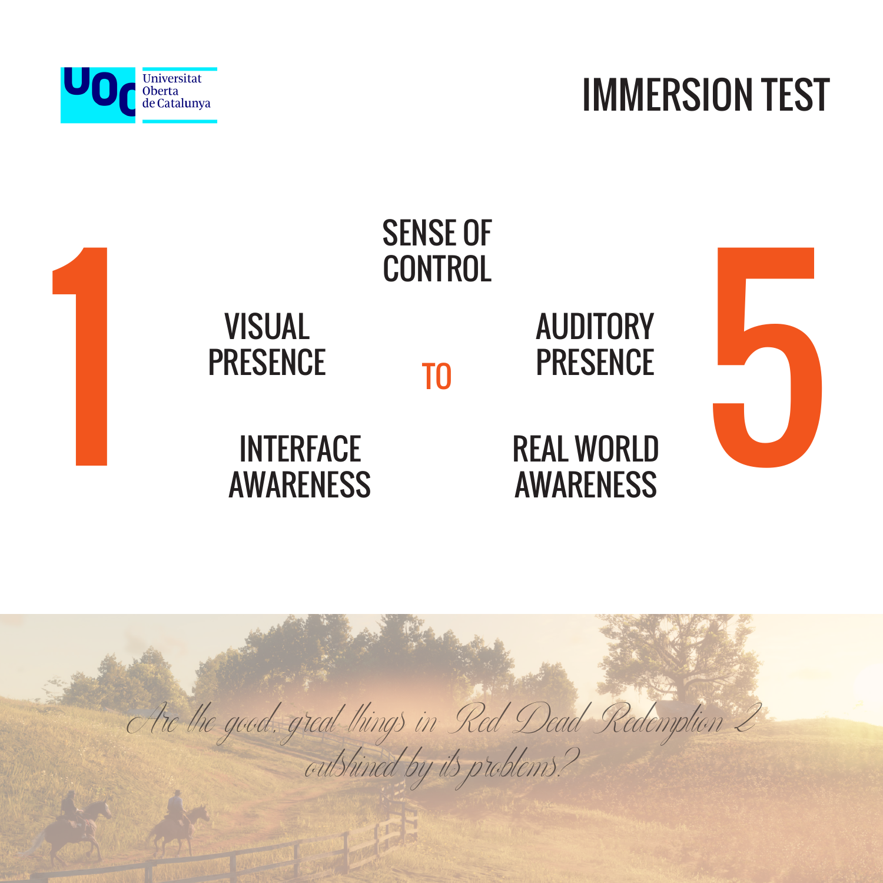Universitat Oberta de Catalunya

# IMMERSION TEST

1 TO 5

SENSE OF CONTROL

VISUAL PRESENCE

AUDITORY PRESENCE

INTERFACE AWARENESS

REAL WORLD AWARENESS

*Are the good, great things in Red Dead Redemption 2 outshined by its problems?*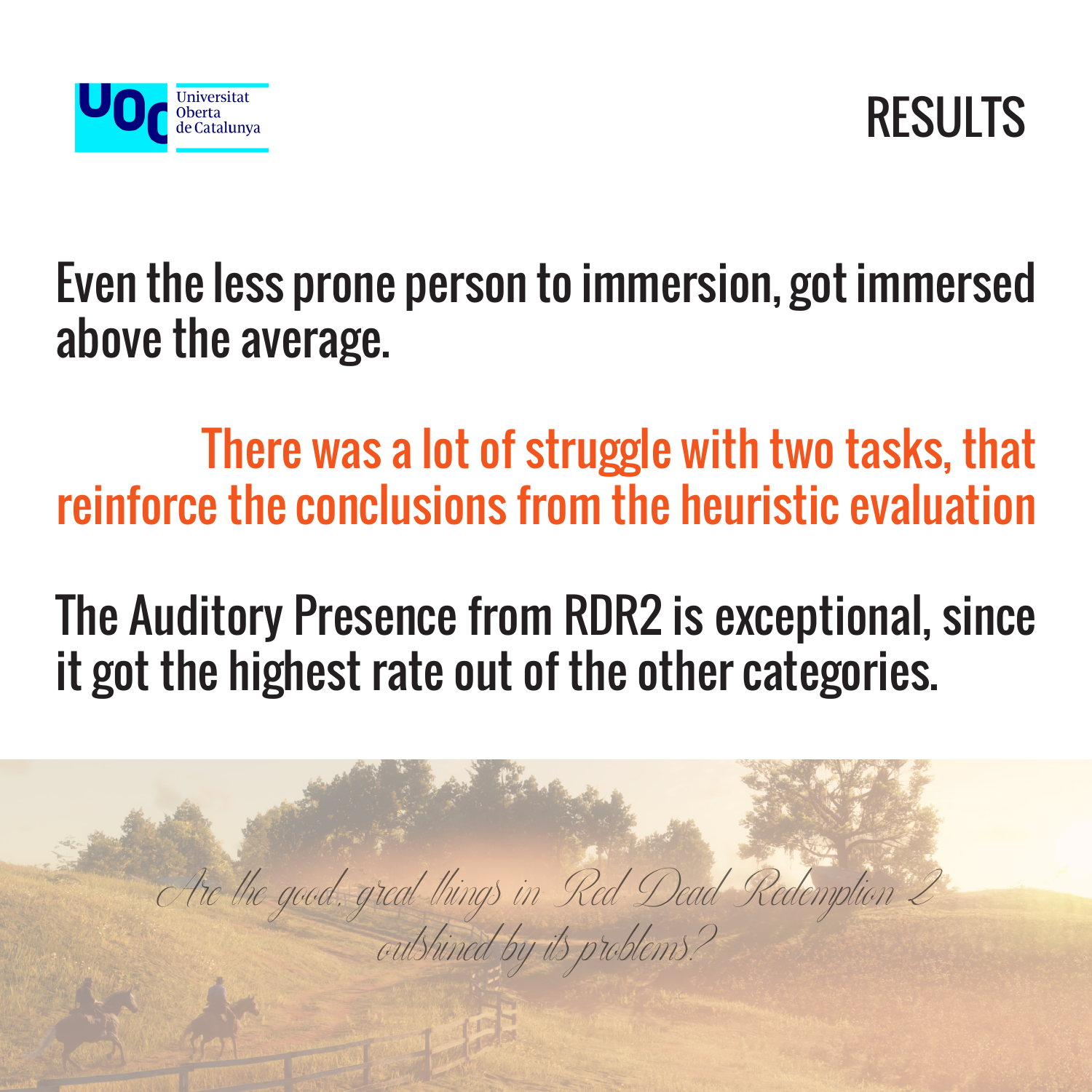# RESULTS

Even the less prone person to immersion, got immersed above the average.

There was a lot of struggle with two tasks, that reinforce the conclusions from the heuristic evaluation

The Auditory Presence from RDR2 is exceptional, since it got the highest rate out of the other categories.

*Are the good, great things in Red Dead Redemption 2 outshined by its problems?*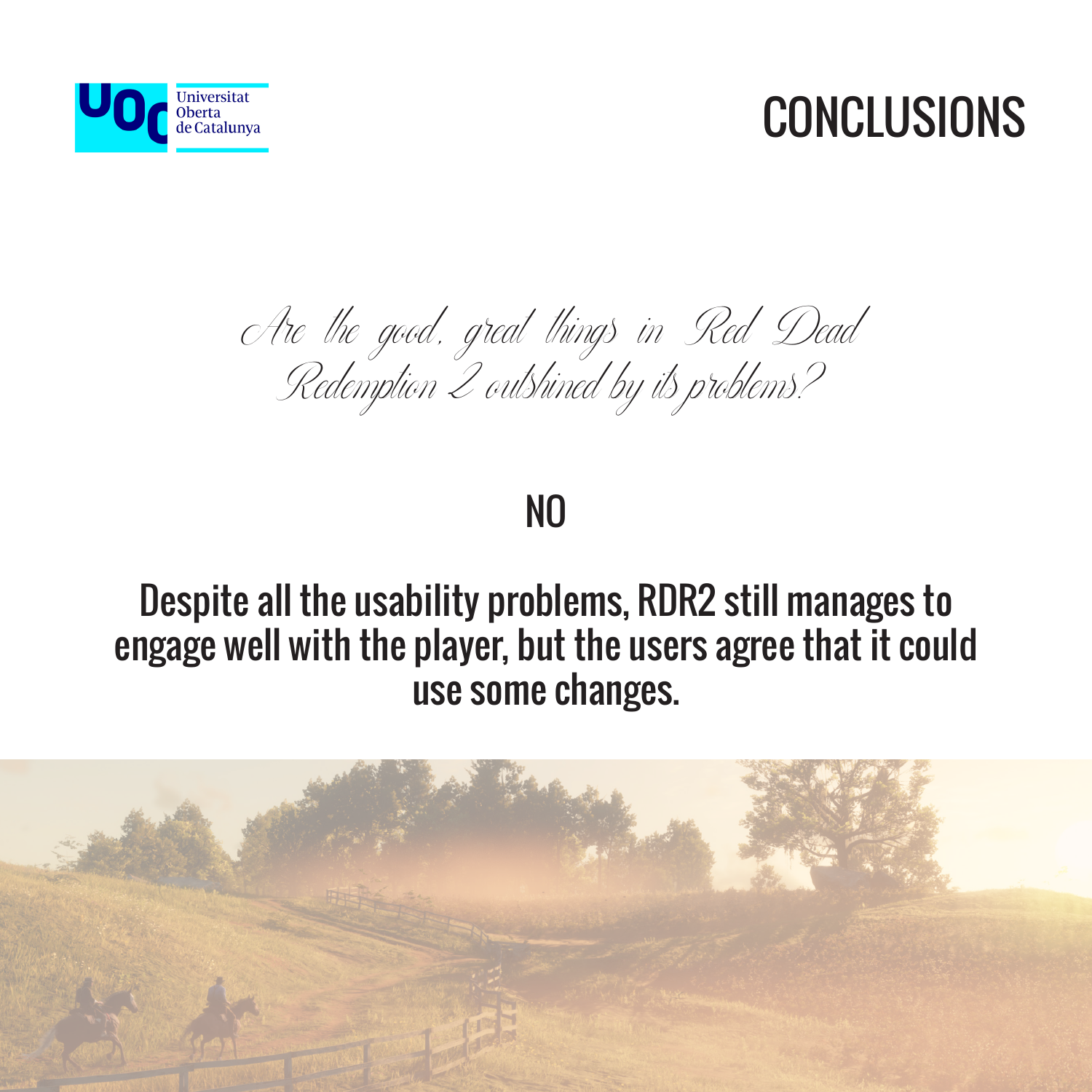# CONCLUSIONS

*Are the good, great things in Red Dead Redemption 2 outshined by its problems?*

NO

Despite all the usability problems, RDR2 still manages to engage well with the player, but the users agree that it could use some changes.